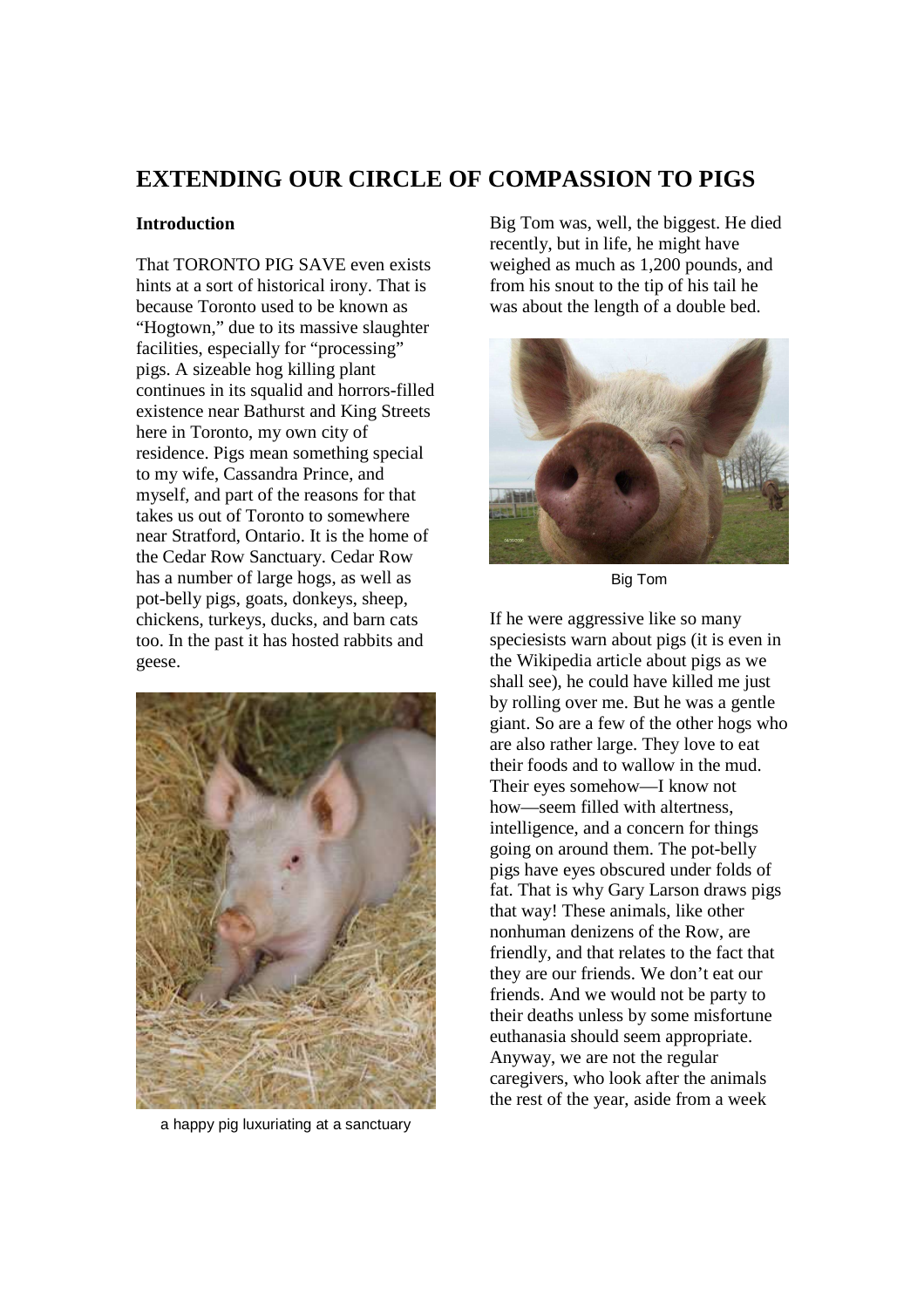# EXTENDING OUR CIRCLE OF COMPASSION TO PIGS

**Introduction**

That TORONTO PIG SAVE even exists hints at a sort of historical irony. That is because Toronto used to be known as "Hogtown," due to its massive slaughter facilities, especially for "processing" pigs. A sizeable hog killing plant continues in its squalid and horrors-filled existence near Bathurst and King Streets here in Toronto, my own city of residence. Pigs mean something special to my wife, Cassandra Prince, and myself, and part of the reasons for that takes us out of Toronto to somewhere near Stratford, Ontario. It is the home of the Cedar Row Sanctuary. Cedar Row has a number of large hogs, as well as pot-belly pigs, goats, donkeys, sheep, chickens, turkeys, ducks, and barn cats too. In the past it has hosted rabbits and geese.

a happy pig luxuriating at a sanctuary

Big Tom was, well, the biggest. He died recently, but in life, he might have weighed as much as 1,200 pounds, and from his snout to the tip of his tail he was about the length of a double bed.

Big Tom

If he were aggressive like so many speciesists warn about pigs (it is even in the Wikipedia article about pigs as we shall see), he could have killed me just by rolling over me. But he was a gentle giant. So are a few of the other hogs who are also rather large. They love to eat their foods and to wallow in the mud. Their eyes somehow—I know not how—seem filled with altertness, intelligence, and a concern for things going on around them. The pot-belly pigs have eyes obscured under folds of fat. That is why Gary Larson draws pigs that way! These animals, like other nonhuman denizens of the Row, are friendly, and that relates to the fact that they are our friends. We don't eat our friends. And we would not be party to their deaths unless by some misfortune euthanasia should seem appropriate. Anyway, we are not the regular caregivers, who look after the animals the rest of the year, aside from a week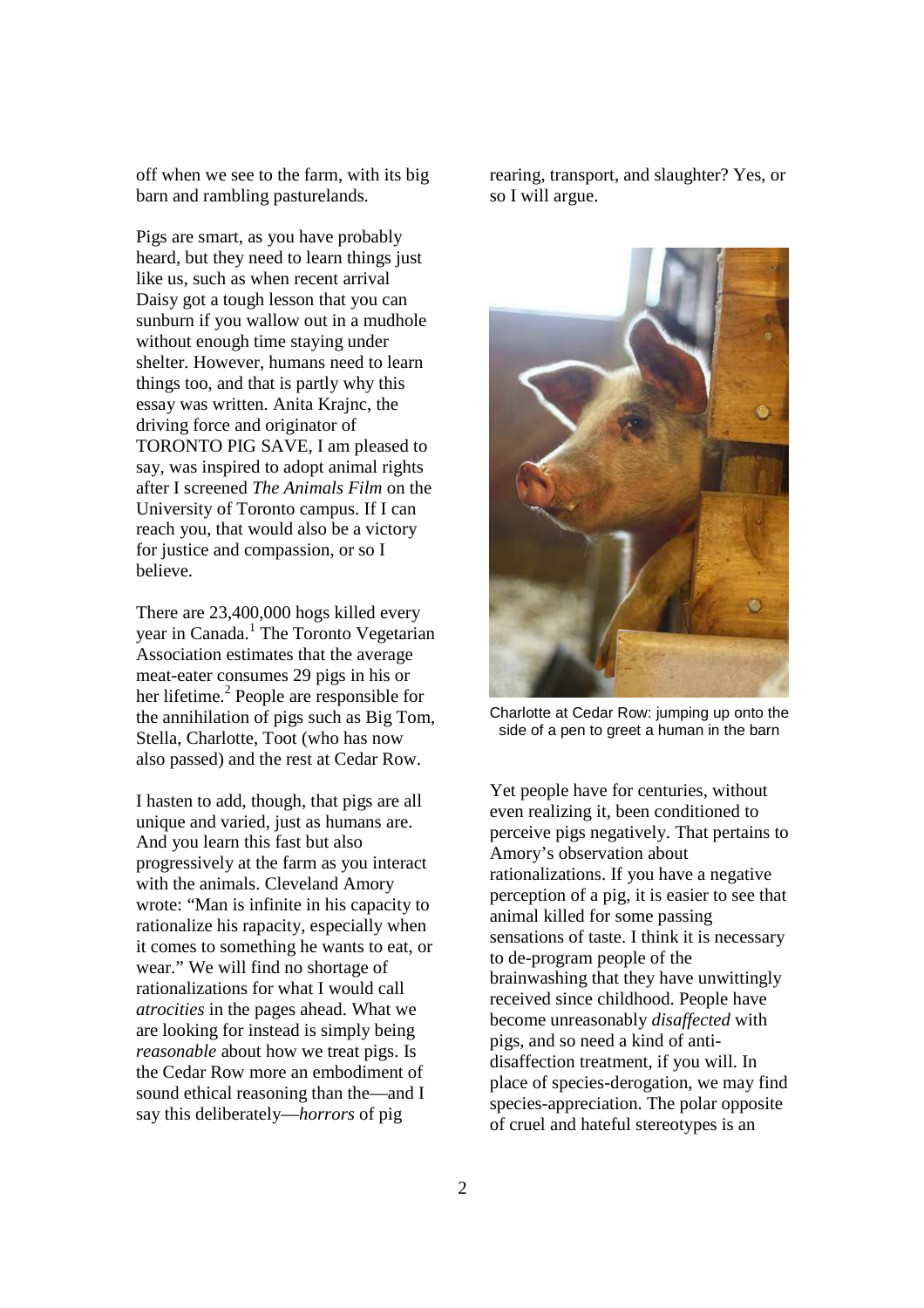off when we see to the farm, with its big barn and rambling pasturelands.

Pigs are smart, as you have probably heard, but they need to learn things just like us, such as when recent arrival Daisy got a tough lesson that you can sunburn if you wallow out in a mudhole without enough time staying under shelter. However, humans need to learn things too, and that is partly why this essay was written. Anita Krajnc, the driving force and originator of TORONTO PIG SAVE, I am pleased to say, was inspired to adopt animal rights after I screened *The Animals Film* on the University of Toronto campus. If I can reach you, that would also be a victory for justice and compassion, or so I believe.

There are 23,400,000 hogs killed every year in Canada.[1] The Toronto Vegetarian Association estimates that the average meat-eater consumes 29 pigs in his or her lifetime.[2] People are responsible for the annihilation of pigs such as Big Tom, Stella, Charlotte, Toot (who has now also passed) and the rest at Cedar Row.

I hasten to add, though, that pigs are all unique and varied, just as humans are. And you learn this fast but also progressively at the farm as you interact with the animals. Cleveland Amory wrote: "Man is infinite in his capacity to rationalize his rapacity, especially when it comes to something he wants to eat, or wear." We will find no shortage of rationalizations for what I would call *atrocities* in the pages ahead. What we are looking for instead is simply being *reasonable* about how we treat pigs. Is the Cedar Row more an embodiment of sound ethical reasoning than the—and I say this deliberately—*horrors* of pig rearing, transport, and slaughter? Yes, or so I will argue.

Charlotte at Cedar Row: jumping up onto the side of a pen to greet a human in the barn

Yet people have for centuries, without even realizing it, been conditioned to perceive pigs negatively. That pertains to Amory's observation about rationalizations. If you have a negative perception of a pig, it is easier to see that animal killed for some passing sensations of taste. I think it is necessary to de-program people of the brainwashing that they have unwittingly received since childhood. People have become unreasonably *disaffected* with pigs, and so need a kind of anti-disaffection treatment, if you will. In place of species-derogation, we may find species-appreciation. The polar opposite of cruel and hateful stereotypes is an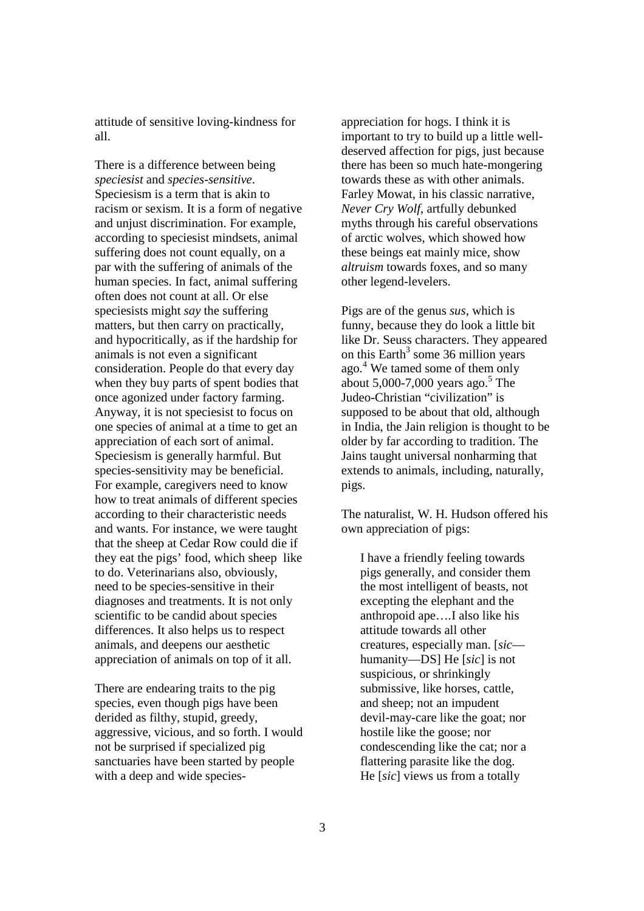attitude of sensitive loving-kindness for all.

There is a difference between being *speciesist* and *species-sensitive*. Speciesism is a term that is akin to racism or sexism. It is a form of negative and unjust discrimination. For example, according to speciesist mindsets, animal suffering does not count equally, on a par with the suffering of animals of the human species. In fact, animal suffering often does not count at all. Or else speciesists might *say* the suffering matters, but then carry on practically, and hypocritically, as if the hardship for animals is not even a significant consideration. People do that every day when they buy parts of spent bodies that once agonized under factory farming. Anyway, it is not speciesist to focus on one species of animal at a time to get an appreciation of each sort of animal. Speciesism is generally harmful. But species-sensitivity may be beneficial. For example, caregivers need to know how to treat animals of different species according to their characteristic needs and wants. For instance, we were taught that the sheep at Cedar Row could die if they eat the pigs' food, which sheep like to do. Veterinarians also, obviously, need to be species-sensitive in their diagnoses and treatments. It is not only scientific to be candid about species differences. It also helps us to respect animals, and deepens our aesthetic appreciation of animals on top of it all.

There are endearing traits to the pig species, even though pigs have been derided as filthy, stupid, greedy, aggressive, vicious, and so forth. I would not be surprised if specialized pig sanctuaries have been started by people with a deep and wide species-appreciation for hogs. I think it is important to try to build up a little well-deserved affection for pigs, just because there has been so much hate-mongering towards these as with other animals. Farley Mowat, in his classic narrative, *Never Cry Wolf*, artfully debunked myths through his careful observations of arctic wolves, which showed how these beings eat mainly mice, show *altruism* towards foxes, and so many other legend-levelers.

Pigs are of the genus *sus*, which is funny, because they do look a little bit like Dr. Seuss characters. They appeared on this Earth[3] some 36 million years ago.[4] We tamed some of them only about 5,000-7,000 years ago.[5] The Judeo-Christian "civilization" is supposed to be about that old, although in India, the Jain religion is thought to be older by far according to tradition. The Jains taught universal nonharming that extends to animals, including, naturally, pigs.

The naturalist, W. H. Hudson offered his own appreciation of pigs:

> I have a friendly feeling towards pigs generally, and consider them the most intelligent of beasts, not excepting the elephant and the anthropoid ape….I also like his attitude towards all other creatures, especially man. [*sic*—humanity—DS] He [*sic*] is not suspicious, or shrinkingly submissive, like horses, cattle, and sheep; not an impudent devil-may-care like the goat; nor hostile like the goose; nor condescending like the cat; nor a flattering parasite like the dog. He [*sic*] views us from a totally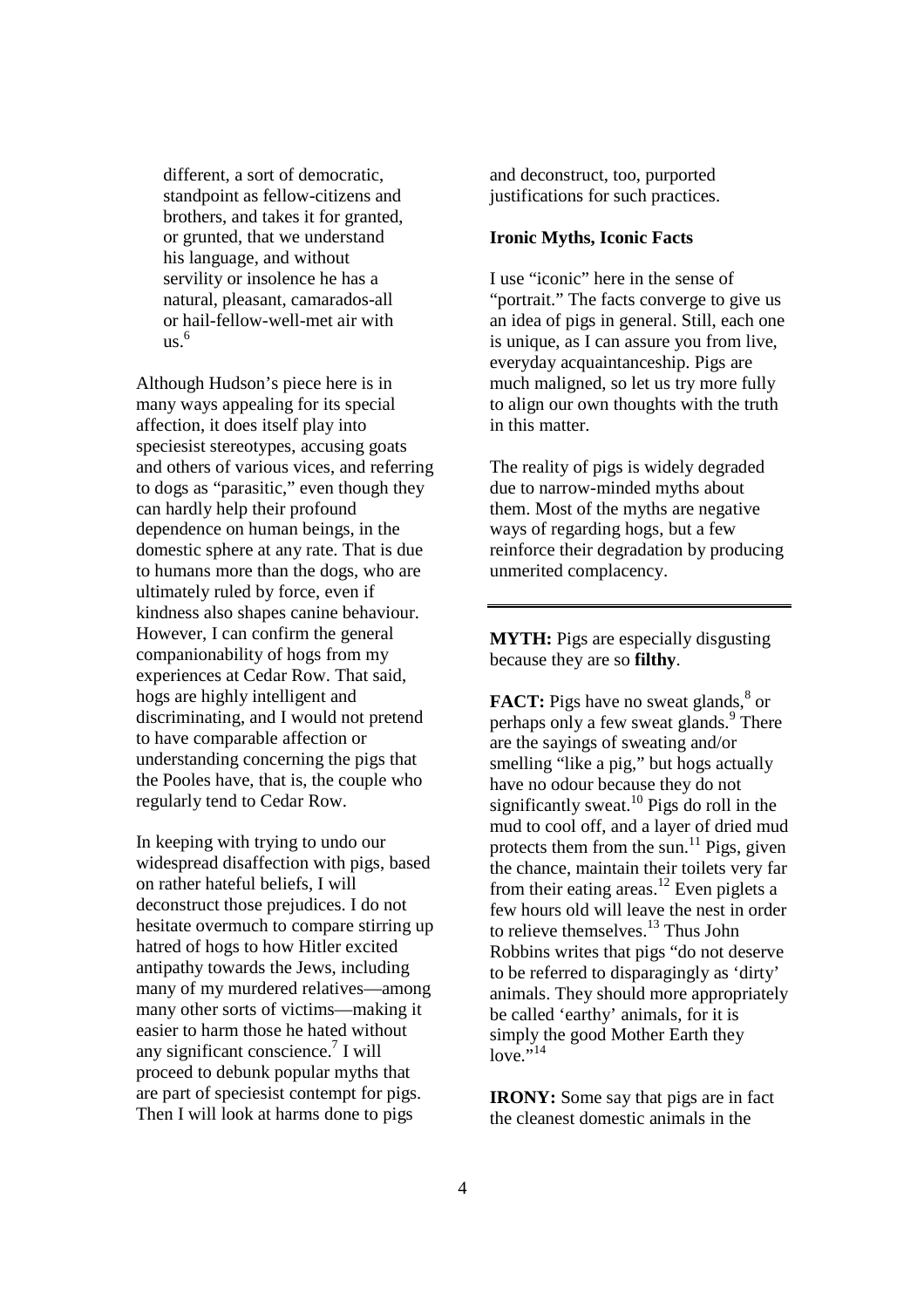> different, a sort of democratic, standpoint as fellow-citizens and brothers, and takes it for granted, or grunted, that we understand his language, and without servility or insolence he has a natural, pleasant, camarados-all or hail-fellow-well-met air with us.[6]

Although Hudson's piece here is in many ways appealing for its special affection, it does itself play into speciesist stereotypes, accusing goats and others of various vices, and referring to dogs as "parasitic," even though they can hardly help their profound dependence on human beings, in the domestic sphere at any rate. That is due to humans more than the dogs, who are ultimately ruled by force, even if kindness also shapes canine behaviour. However, I can confirm the general companionability of hogs from my experiences at Cedar Row. That said, hogs are highly intelligent and discriminating, and I would not pretend to have comparable affection or understanding concerning the pigs that the Pooles have, that is, the couple who regularly tend to Cedar Row.

In keeping with trying to undo our widespread disaffection with pigs, based on rather hateful beliefs, I will deconstruct those prejudices. I do not hesitate overmuch to compare stirring up hatred of hogs to how Hitler excited antipathy towards the Jews, including many of my murdered relatives—among many other sorts of victims—making it easier to harm those he hated without any significant conscience.[7] I will proceed to debunk popular myths that are part of speciesist contempt for pigs. Then I will look at harms done to pigs and deconstruct, too, purported justifications for such practices.

**Ironic Myths, Iconic Facts**

I use "iconic" here in the sense of "portrait." The facts converge to give us an idea of pigs in general. Still, each one is unique, as I can assure you from live, everyday acquaintanceship. Pigs are much maligned, so let us try more fully to align our own thoughts with the truth in this matter.

The reality of pigs is widely degraded due to narrow-minded myths about them. Most of the myths are negative ways of regarding hogs, but a few reinforce their degradation by producing unmerited complacency.

---

**MYTH:** Pigs are especially disgusting because they are so **filthy**.

**FACT:** Pigs have no sweat glands,[8] or perhaps only a few sweat glands.[9] There are the sayings of sweating and/or smelling "like a pig," but hogs actually have no odour because they do not significantly sweat.[10] Pigs do roll in the mud to cool off, and a layer of dried mud protects them from the sun.[11] Pigs, given the chance, maintain their toilets very far from their eating areas.[12] Even piglets a few hours old will leave the nest in order to relieve themselves.[13] Thus John Robbins writes that pigs "do not deserve to be referred to disparagingly as 'dirty' animals. They should more appropriately be called 'earthy' animals, for it is simply the good Mother Earth they love."[14]

**IRONY:** Some say that pigs are in fact the cleanest domestic animals in the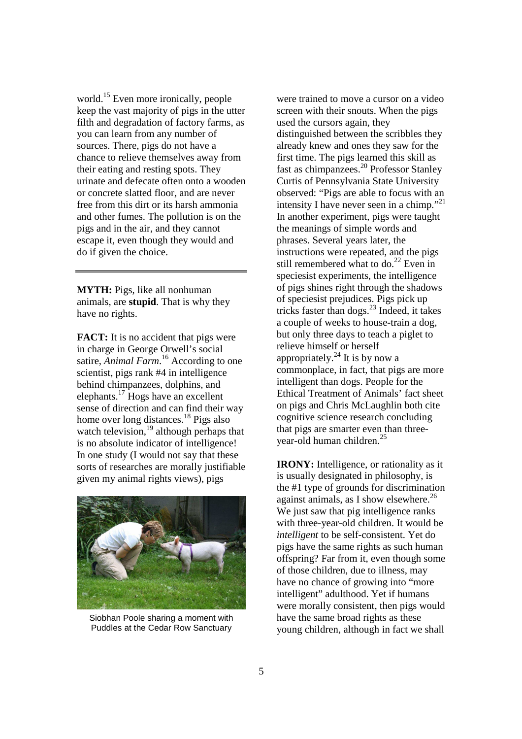world.[15] Even more ironically, people keep the vast majority of pigs in the utter filth and degradation of factory farms, as you can learn from any number of sources. There, pigs do not have a chance to relieve themselves away from their eating and resting spots. They urinate and defecate often onto a wooden or concrete slatted floor, and are never free from this dirt or its harsh ammonia and other fumes. The pollution is on the pigs and in the air, and they cannot escape it, even though they would and do if given the choice.

---

**MYTH:** Pigs, like all nonhuman animals, are **stupid**. That is why they have no rights.

**FACT:** It is no accident that pigs were in charge in George Orwell's social satire, *Animal Farm*.[16] According to one scientist, pigs rank #4 in intelligence behind chimpanzees, dolphins, and elephants.[17] Hogs have an excellent sense of direction and can find their way home over long distances.[18] Pigs also watch television,[19] although perhaps that is no absolute indicator of intelligence! In one study (I would not say that these sorts of researches are morally justifiable given my animal rights views), pigs were trained to move a cursor on a video screen with their snouts. When the pigs used the cursors again, they distinguished between the scribbles they already knew and ones they saw for the first time. The pigs learned this skill as fast as chimpanzees.[20] Professor Stanley Curtis of Pennsylvania State University observed: "Pigs are able to focus with an intensity I have never seen in a chimp."[21] In another experiment, pigs were taught the meanings of simple words and phrases. Several years later, the instructions were repeated, and the pigs still remembered what to do.[22] Even in speciesist experiments, the intelligence of pigs shines right through the shadows of speciesist prejudices. Pigs pick up tricks faster than dogs.[23] Indeed, it takes a couple of weeks to house-train a dog, but only three days to teach a piglet to relieve himself or herself appropriately.[24] It is by now a commonplace, in fact, that pigs are more intelligent than dogs. People for the Ethical Treatment of Animals' fact sheet on pigs and Chris McLaughlin both cite cognitive science research concluding that pigs are smarter even than three-year-old human children.[25]

Siobhan Poole sharing a moment with Puddles at the Cedar Row Sanctuary

**IRONY:** Intelligence, or rationality as it is usually designated in philosophy, is the #1 type of grounds for discrimination against animals, as I show elsewhere.[26] We just saw that pig intelligence ranks with three-year-old children. It would be *intelligent* to be self-consistent. Yet do pigs have the same rights as such human offspring? Far from it, even though some of those children, due to illness, may have no chance of growing into "more intelligent" adulthood. Yet if humans were morally consistent, then pigs would have the same broad rights as these young children, although in fact we shall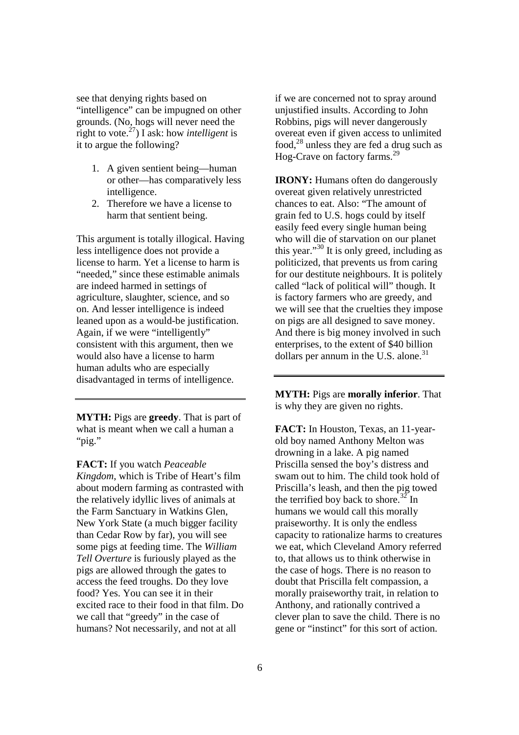see that denying rights based on "intelligence" can be impugned on other grounds. (No, hogs will never need the right to vote.[27]) I ask: how *intelligent* is it to argue the following?

1. A given sentient being—human or other—has comparatively less intelligence.
2. Therefore we have a license to harm that sentient being.

This argument is totally illogical. Having less intelligence does not provide a license to harm. Yet a license to harm is "needed," since these estimable animals are indeed harmed in settings of agriculture, slaughter, science, and so on. And lesser intelligence is indeed leaned upon as a would-be justification. Again, if we were "intelligently" consistent with this argument, then we would also have a license to harm human adults who are especially disadvantaged in terms of intelligence.

---

**MYTH:** Pigs are **greedy**. That is part of what is meant when we call a human a "pig."

**FACT:** If you watch *Peaceable Kingdom*, which is Tribe of Heart's film about modern farming as contrasted with the relatively idyllic lives of animals at the Farm Sanctuary in Watkins Glen, New York State (a much bigger facility than Cedar Row by far), you will see some pigs at feeding time. The *William Tell Overture* is furiously played as the pigs are allowed through the gates to access the feed troughs. Do they love food? Yes. You can see it in their excited race to their food in that film. Do we call that "greedy" in the case of humans? Not necessarily, and not at all if we are concerned not to spray around unjustified insults. According to John Robbins, pigs will never dangerously overeat even if given access to unlimited food,[28] unless they are fed a drug such as Hog-Crave on factory farms.[29]

**IRONY:** Humans often do dangerously overeat given relatively unrestricted chances to eat. Also: "The amount of grain fed to U.S. hogs could by itself easily feed every single human being who will die of starvation on our planet this year."[30] It is only greed, including as politicized, that prevents us from caring for our destitute neighbours. It is politely called "lack of political will" though. It is factory farmers who are greedy, and we will see that the cruelties they impose on pigs are all designed to save money. And there is big money involved in such enterprises, to the extent of $40 billion dollars per annum in the U.S. alone.[31]

---

**MYTH:** Pigs are **morally inferior**. That is why they are given no rights.

**FACT:** In Houston, Texas, an 11-year-old boy named Anthony Melton was drowning in a lake. A pig named Priscilla sensed the boy's distress and swam out to him. The child took hold of Priscilla's leash, and then the pig towed the terrified boy back to shore.[32] In humans we would call this morally praiseworthy. It is only the endless capacity to rationalize harms to creatures we eat, which Cleveland Amory referred to, that allows us to think otherwise in the case of hogs. There is no reason to doubt that Priscilla felt compassion, a morally praiseworthy trait, in relation to Anthony, and rationally contrived a clever plan to save the child. There is no gene or "instinct" for this sort of action.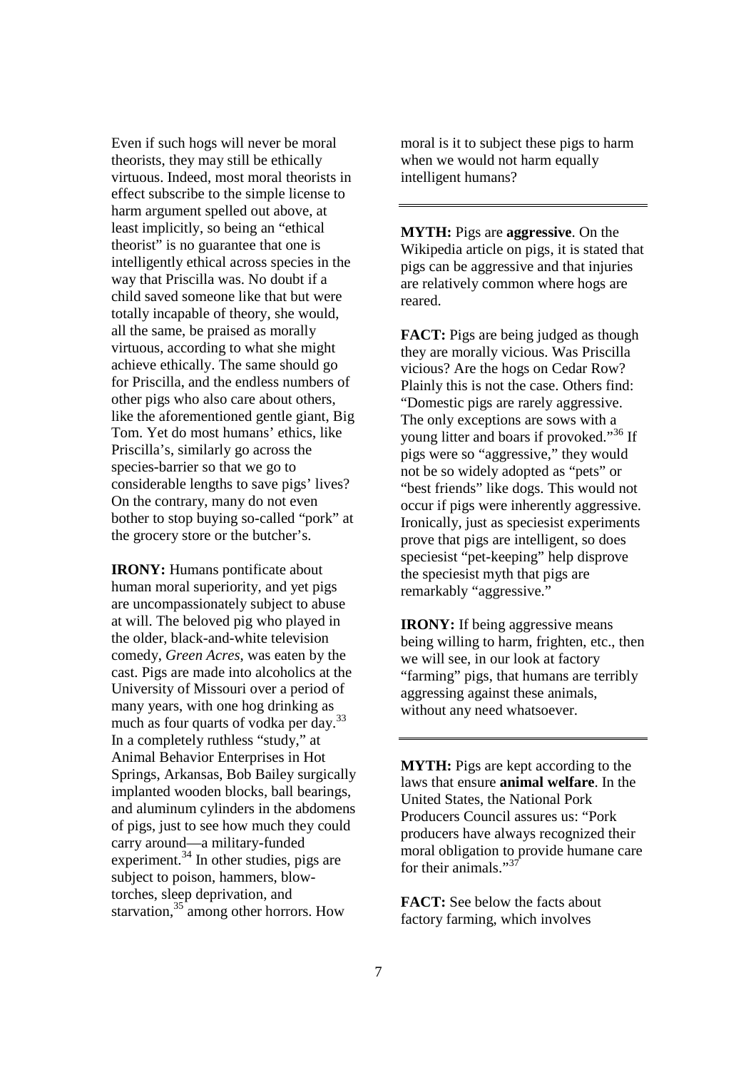Even if such hogs will never be moral theorists, they may still be ethically virtuous. Indeed, most moral theorists in effect subscribe to the simple license to harm argument spelled out above, at least implicitly, so being an "ethical theorist" is no guarantee that one is intelligently ethical across species in the way that Priscilla was. No doubt if a child saved someone like that but were totally incapable of theory, she would, all the same, be praised as morally virtuous, according to what she might achieve ethically. The same should go for Priscilla, and the endless numbers of other pigs who also care about others, like the aforementioned gentle giant, Big Tom. Yet do most humans' ethics, like Priscilla's, similarly go across the species-barrier so that we go to considerable lengths to save pigs' lives? On the contrary, many do not even bother to stop buying so-called "pork" at the grocery store or the butcher's.

**IRONY:** Humans pontificate about human moral superiority, and yet pigs are uncompassionately subject to abuse at will. The beloved pig who played in the older, black-and-white television comedy, *Green Acres*, was eaten by the cast. Pigs are made into alcoholics at the University of Missouri over a period of many years, with one hog drinking as much as four quarts of vodka per day.[33] In a completely ruthless "study," at Animal Behavior Enterprises in Hot Springs, Arkansas, Bob Bailey surgically implanted wooden blocks, ball bearings, and aluminum cylinders in the abdomens of pigs, just to see how much they could carry around—a military-funded experiment.[34] In other studies, pigs are subject to poison, hammers, blow-torches, sleep deprivation, and starvation,[35] among other horrors. How moral is it to subject these pigs to harm when we would not harm equally intelligent humans?

---

**MYTH:** Pigs are **aggressive**. On the Wikipedia article on pigs, it is stated that pigs can be aggressive and that injuries are relatively common where hogs are reared.

**FACT:** Pigs are being judged as though they are morally vicious. Was Priscilla vicious? Are the hogs on Cedar Row? Plainly this is not the case. Others find: "Domestic pigs are rarely aggressive. The only exceptions are sows with a young litter and boars if provoked."[36] If pigs were so "aggressive," they would not be so widely adopted as "pets" or "best friends" like dogs. This would not occur if pigs were inherently aggressive. Ironically, just as speciesist experiments prove that pigs are intelligent, so does speciesist "pet-keeping" help disprove the speciesist myth that pigs are remarkably "aggressive."

**IRONY:** If being aggressive means being willing to harm, frighten, etc., then we will see, in our look at factory "farming" pigs, that humans are terribly aggressing against these animals, without any need whatsoever.

---

**MYTH:** Pigs are kept according to the laws that ensure **animal welfare**. In the United States, the National Pork Producers Council assures us: "Pork producers have always recognized their moral obligation to provide humane care for their animals."[37]

**FACT:** See below the facts about factory farming, which involves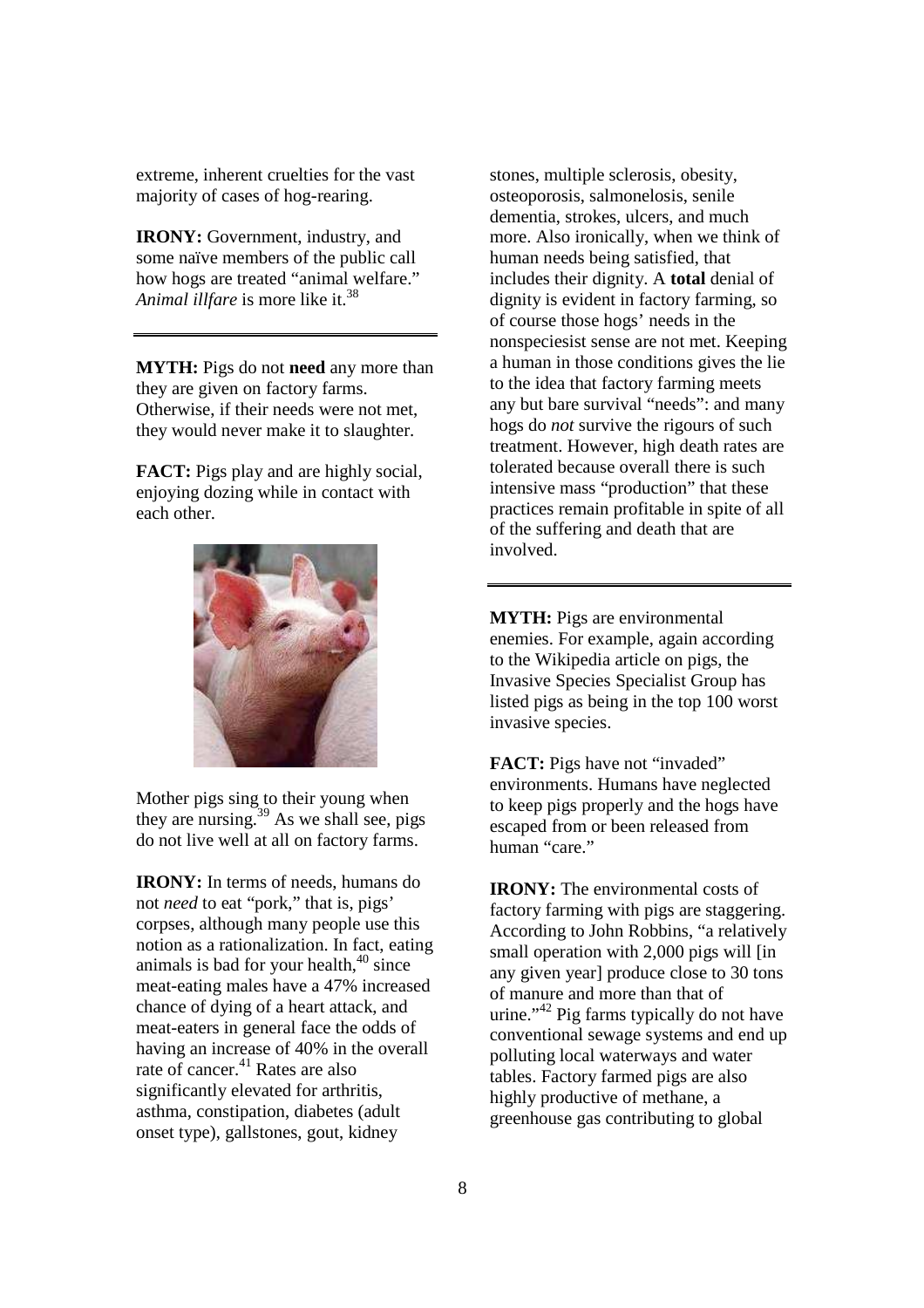extreme, inherent cruelties for the vast majority of cases of hog-rearing.

**IRONY:** Government, industry, and some naïve members of the public call how hogs are treated "animal welfare." *Animal illfare* is more like it.[38]

---

**MYTH:** Pigs do not **need** any more than they are given on factory farms. Otherwise, if their needs were not met, they would never make it to slaughter.

**FACT:** Pigs play and are highly social, enjoying dozing while in contact with each other.

Mother pigs sing to their young when they are nursing.[39] As we shall see, pigs do not live well at all on factory farms.

**IRONY:** In terms of needs, humans do not *need* to eat "pork," that is, pigs' corpses, although many people use this notion as a rationalization. In fact, eating animals is bad for your health,[40] since meat-eating males have a 47% increased chance of dying of a heart attack, and meat-eaters in general face the odds of having an increase of 40% in the overall rate of cancer.[41] Rates are also significantly elevated for arthritis, asthma, constipation, diabetes (adult onset type), gallstones, gout, kidney stones, multiple sclerosis, obesity, osteoporosis, salmonelosis, senile dementia, strokes, ulcers, and much more. Also ironically, when we think of human needs being satisfied, that includes their dignity. A **total** denial of dignity is evident in factory farming, so of course those hogs' needs in the nonspeciesist sense are not met. Keeping a human in those conditions gives the lie to the idea that factory farming meets any but bare survival "needs": and many hogs do *not* survive the rigours of such treatment. However, high death rates are tolerated because overall there is such intensive mass "production" that these practices remain profitable in spite of all of the suffering and death that are involved.

---

**MYTH:** Pigs are environmental enemies. For example, again according to the Wikipedia article on pigs, the Invasive Species Specialist Group has listed pigs as being in the top 100 worst invasive species.

**FACT:** Pigs have not "invaded" environments. Humans have neglected to keep pigs properly and the hogs have escaped from or been released from human "care."

**IRONY:** The environmental costs of factory farming with pigs are staggering. According to John Robbins, "a relatively small operation with 2,000 pigs will [in any given year] produce close to 30 tons of manure and more than that of urine."[42] Pig farms typically do not have conventional sewage systems and end up polluting local waterways and water tables. Factory farmed pigs are also highly productive of methane, a greenhouse gas contributing to global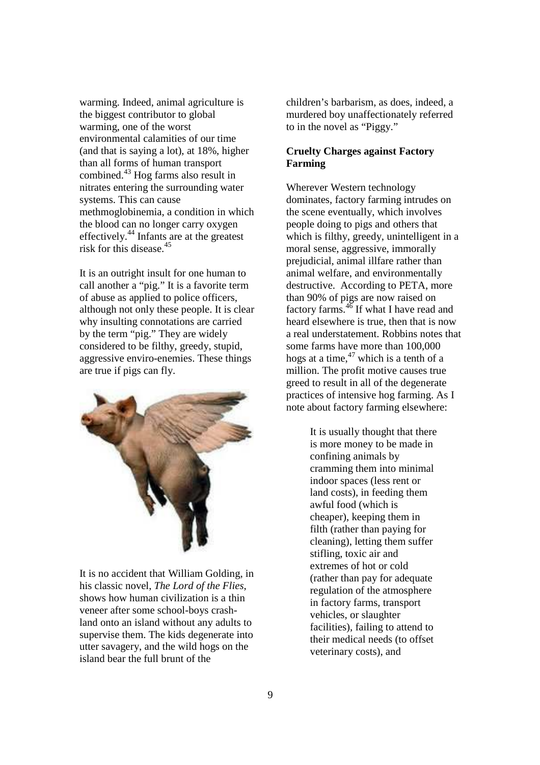warming. Indeed, animal agriculture is the biggest contributor to global warming, one of the worst environmental calamities of our time (and that is saying a lot), at 18%, higher than all forms of human transport combined.[43] Hog farms also result in nitrates entering the surrounding water systems. This can cause methmoglobinemia, a condition in which the blood can no longer carry oxygen effectively.[44] Infants are at the greatest risk for this disease.[45]

It is an outright insult for one human to call another a "pig." It is a favorite term of abuse as applied to police officers, although not only these people. It is clear why insulting connotations are carried by the term "pig." They are widely considered to be filthy, greedy, stupid, aggressive enviro-enemies. These things are true if pigs can fly.

It is no accident that William Golding, in his classic novel, *The Lord of the Flies*, shows how human civilization is a thin veneer after some school-boys crash-land onto an island without any adults to supervise them. The kids degenerate into utter savagery, and the wild hogs on the island bear the full brunt of the children's barbarism, as does, indeed, a murdered boy unaffectionately referred to in the novel as "Piggy."

### Cruelty Charges against Factory Farming

Wherever Western technology dominates, factory farming intrudes on the scene eventually, which involves people doing to pigs and others that which is filthy, greedy, unintelligent in a moral sense, aggressive, immorally prejudicial, animal illfare rather than animal welfare, and environmentally destructive. According to PETA, more than 90% of pigs are now raised on factory farms.[46] If what I have read and heard elsewhere is true, then that is now a real understatement. Robbins notes that some farms have more than 100,000 hogs at a time,[47] which is a tenth of a million. The profit motive causes true greed to result in all of the degenerate practices of intensive hog farming. As I note about factory farming elsewhere:

> It is usually thought that there is more money to be made in confining animals by cramming them into minimal indoor spaces (less rent or land costs), in feeding them awful food (which is cheaper), keeping them in filth (rather than paying for cleaning), letting them suffer stifling, toxic air and extremes of hot or cold (rather than pay for adequate regulation of the atmosphere in factory farms, transport vehicles, or slaughter facilities), failing to attend to their medical needs (to offset veterinary costs), and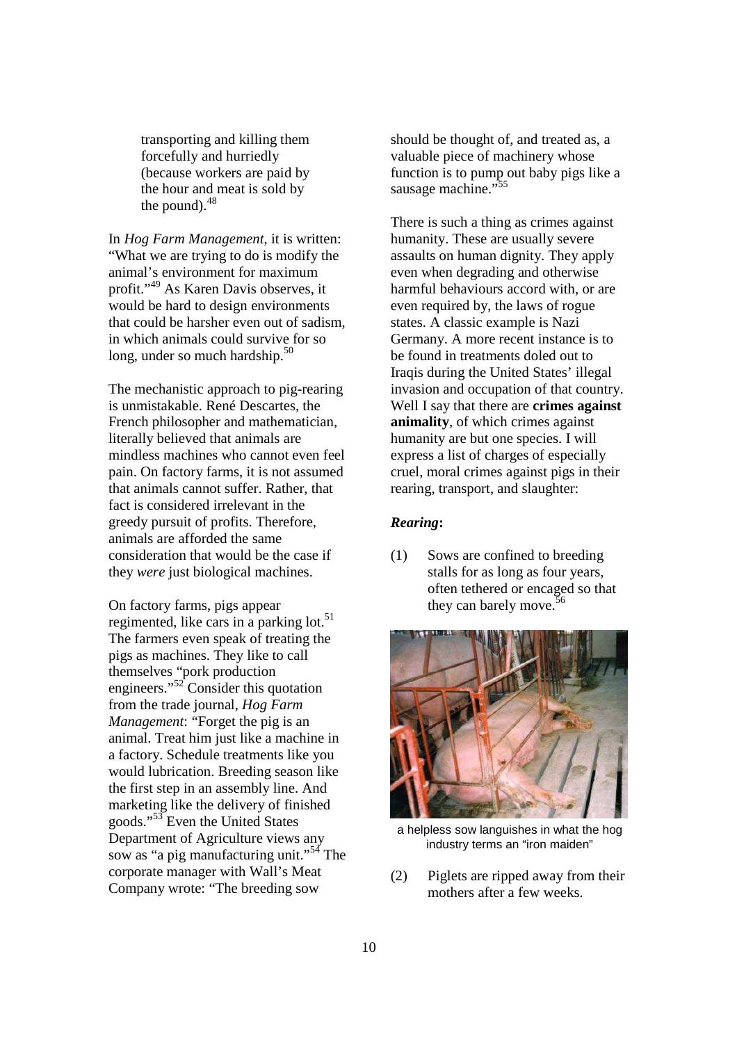transporting and killing them forcefully and hurriedly (because workers are paid by the hour and meat is sold by the pound).[48]

In *Hog Farm Management*, it is written: "What we are trying to do is modify the animal's environment for maximum profit."[49] As Karen Davis observes, it would be hard to design environments that could be harsher even out of sadism, in which animals could survive for so long, under so much hardship.[50]

The mechanistic approach to pig-rearing is unmistakable. René Descartes, the French philosopher and mathematician, literally believed that animals are mindless machines who cannot even feel pain. On factory farms, it is not assumed that animals cannot suffer. Rather, that fact is considered irrelevant in the greedy pursuit of profits. Therefore, animals are afforded the same consideration that would be the case if they *were* just biological machines.

On factory farms, pigs appear regimented, like cars in a parking lot.[51] The farmers even speak of treating the pigs as machines. They like to call themselves "pork production engineers."[52] Consider this quotation from the trade journal, *Hog Farm Management*: "Forget the pig is an animal. Treat him just like a machine in a factory. Schedule treatments like you would lubrication. Breeding season like the first step in an assembly line. And marketing like the delivery of finished goods."[53] Even the United States Department of Agriculture views any sow as "a pig manufacturing unit."[54] The corporate manager with Wall's Meat Company wrote: "The breeding sow should be thought of, and treated as, a valuable piece of machinery whose function is to pump out baby pigs like a sausage machine."[55]

There is such a thing as crimes against humanity. These are usually severe assaults on human dignity. They apply even when degrading and otherwise harmful behaviours accord with, or are even required by, the laws of rogue states. A classic example is Nazi Germany. A more recent instance is to be found in treatments doled out to Iraqis during the United States' illegal invasion and occupation of that country. Well I say that there are **crimes against animality**, of which crimes against humanity are but one species. I will express a list of charges of especially cruel, moral crimes against pigs in their rearing, transport, and slaughter:

***Rearing*:**

(1) Sows are confined to breeding stalls for as long as four years, often tethered or encaged so that they can barely move.[56]

a helpless sow languishes in what the hog industry terms an "iron maiden"

(2) Piglets are ripped away from their mothers after a few weeks.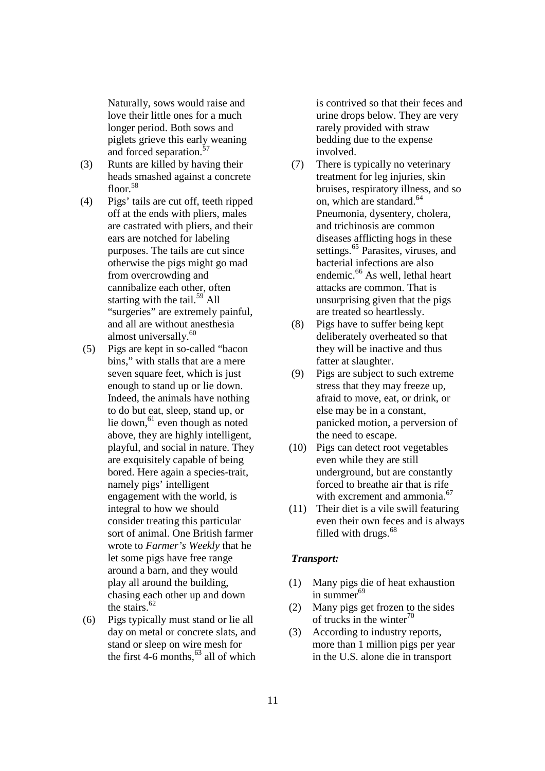Naturally, sows would raise and love their little ones for a much longer period. Both sows and piglets grieve this early weaning and forced separation.[57]

(3) Runts are killed by having their heads smashed against a concrete floor.[58]

(4) Pigs' tails are cut off, teeth ripped off at the ends with pliers, males are castrated with pliers, and their ears are notched for labeling purposes. The tails are cut since otherwise the pigs might go mad from overcrowding and cannibalize each other, often starting with the tail.[59] All "surgeries" are extremely painful, and all are without anesthesia almost universally.[60]

(5) Pigs are kept in so-called "bacon bins," with stalls that are a mere seven square feet, which is just enough to stand up or lie down. Indeed, the animals have nothing to do but eat, sleep, stand up, or lie down,[61] even though as noted above, they are highly intelligent, playful, and social in nature. They are exquisitely capable of being bored. Here again a species-trait, namely pigs' intelligent engagement with the world, is integral to how we should consider treating this particular sort of animal. One British farmer wrote to *Farmer's Weekly* that he let some pigs have free range around a barn, and they would play all around the building, chasing each other up and down the stairs.[62]

(6) Pigs typically must stand or lie all day on metal or concrete slats, and stand or sleep on wire mesh for the first 4-6 months,[63] all of which is contrived so that their feces and urine drops below. They are very rarely provided with straw bedding due to the expense involved.

(7) There is typically no veterinary treatment for leg injuries, skin bruises, respiratory illness, and so on, which are standard.[64] Pneumonia, dysentery, cholera, and trichinosis are common diseases afflicting hogs in these settings.[65] Parasites, viruses, and bacterial infections are also endemic.[66] As well, lethal heart attacks are common. That is unsurprising given that the pigs are treated so heartlessly.

(8) Pigs have to suffer being kept deliberately overheated so that they will be inactive and thus fatter at slaughter.

(9) Pigs are subject to such extreme stress that they may freeze up, afraid to move, eat, or drink, or else may be in a constant, panicked motion, a perversion of the need to escape.

(10) Pigs can detect root vegetables even while they are still underground, but are constantly forced to breathe air that is rife with excrement and ammonia.[67]

(11) Their diet is a vile swill featuring even their own feces and is always filled with drugs.[68]

***Transport:***

(1) Many pigs die of heat exhaustion in summer[69]

(2) Many pigs get frozen to the sides of trucks in the winter[70]

(3) According to industry reports, more than 1 million pigs per year in the U.S. alone die in transport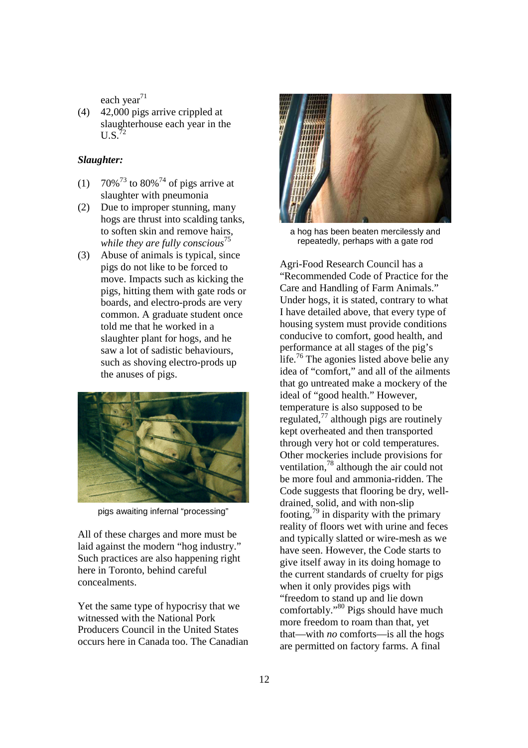each year[71]

(4) 42,000 pigs arrive crippled at slaughterhouse each year in the U.S.[72]

***Slaughter:***

(1) 70%[73] to 80%[74] of pigs arrive at slaughter with pneumonia

(2) Due to improper stunning, many hogs are thrust into scalding tanks, to soften skin and remove hairs, *while they are fully conscious*[75]

(3) Abuse of animals is typical, since pigs do not like to be forced to move. Impacts such as kicking the pigs, hitting them with gate rods or boards, and electro-prods are very common. A graduate student once told me that he worked in a slaughter plant for hogs, and he saw a lot of sadistic behaviours, such as shoving electro-prods up the anuses of pigs.

pigs awaiting infernal "processing"

All of these charges and more must be laid against the modern "hog industry." Such practices are also happening right here in Toronto, behind careful concealments.

Yet the same type of hypocrisy that we witnessed with the National Pork Producers Council in the United States occurs here in Canada too. The Canadian Agri-Food Research Council has a "Recommended Code of Practice for the Care and Handling of Farm Animals." Under hogs, it is stated, contrary to what I have detailed above, that every type of housing system must provide conditions conducive to comfort, good health, and performance at all stages of the pig's life.[76] The agonies listed above belie any idea of "comfort," and all of the ailments that go untreated make a mockery of the ideal of "good health." However, temperature is also supposed to be regulated,[77] although pigs are routinely kept overheated and then transported through very hot or cold temperatures. Other mockeries include provisions for ventilation,[78] although the air could not be more foul and ammonia-ridden. The Code suggests that flooring be dry, well-drained, solid, and with non-slip footing,[79] in disparity with the primary reality of floors wet with urine and feces and typically slatted or wire-mesh as we have seen. However, the Code starts to give itself away in its doing homage to the current standards of cruelty for pigs when it only provides pigs with "freedom to stand up and lie down comfortably."[80] Pigs should have much more freedom to roam than that, yet that—with *no* comforts—is all the hogs are permitted on factory farms. A final

a hog has been beaten mercilessly and repeatedly, perhaps with a gate rod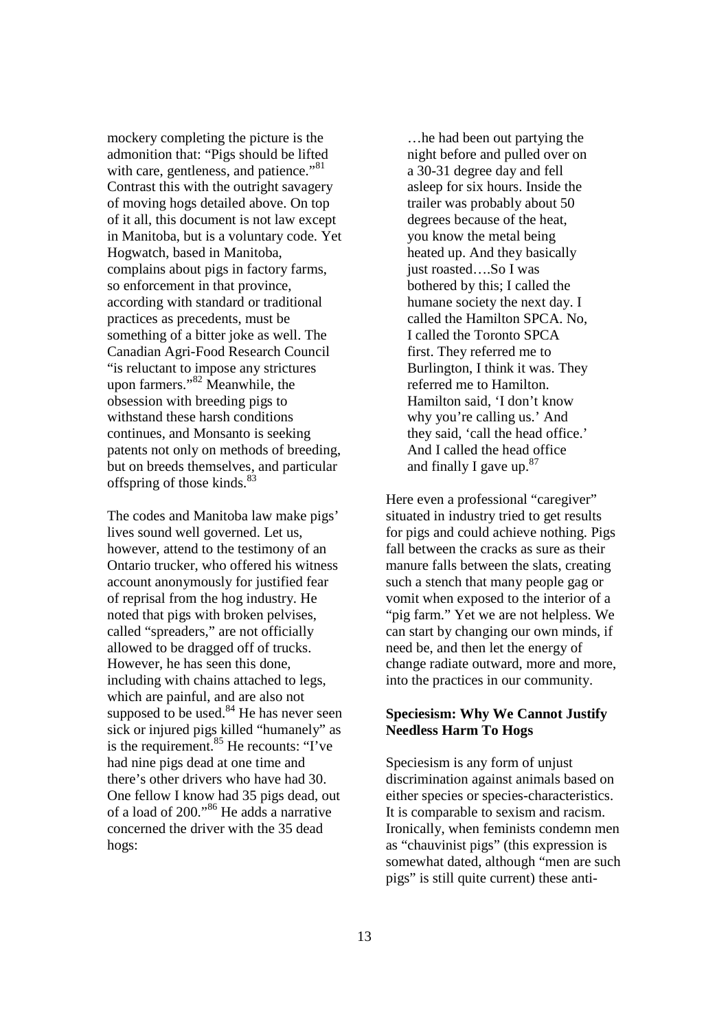mockery completing the picture is the admonition that: "Pigs should be lifted with care, gentleness, and patience."[81] Contrast this with the outright savagery of moving hogs detailed above. On top of it all, this document is not law except in Manitoba, but is a voluntary code. Yet Hogwatch, based in Manitoba, complains about pigs in factory farms, so enforcement in that province, according with standard or traditional practices as precedents, must be something of a bitter joke as well. The Canadian Agri-Food Research Council "is reluctant to impose any strictures upon farmers."[82] Meanwhile, the obsession with breeding pigs to withstand these harsh conditions continues, and Monsanto is seeking patents not only on methods of breeding, but on breeds themselves, and particular offspring of those kinds.[83]

The codes and Manitoba law make pigs' lives sound well governed. Let us, however, attend to the testimony of an Ontario trucker, who offered his witness account anonymously for justified fear of reprisal from the hog industry. He noted that pigs with broken pelvises, called "spreaders," are not officially allowed to be dragged off of trucks. However, he has seen this done, including with chains attached to legs, which are painful, and are also not supposed to be used.[84] He has never seen sick or injured pigs killed "humanely" as is the requirement.[85] He recounts: "I've had nine pigs dead at one time and there's other drivers who have had 30. One fellow I know had 35 pigs dead, out of a load of 200."[86] He adds a narrative concerned the driver with the 35 dead hogs:

> …he had been out partying the night before and pulled over on a 30-31 degree day and fell asleep for six hours. Inside the trailer was probably about 50 degrees because of the heat, you know the metal being heated up. And they basically just roasted….So I was bothered by this; I called the humane society the next day. I called the Hamilton SPCA. No, I called the Toronto SPCA first. They referred me to Burlington, I think it was. They referred me to Hamilton. Hamilton said, 'I don't know why you're calling us.' And they said, 'call the head office.' And I called the head office and finally I gave up.[87]

Here even a professional "caregiver" situated in industry tried to get results for pigs and could achieve nothing. Pigs fall between the cracks as sure as their manure falls between the slats, creating such a stench that many people gag or vomit when exposed to the interior of a "pig farm." Yet we are not helpless. We can start by changing our own minds, if need be, and then let the energy of change radiate outward, more and more, into the practices in our community.

### Speciesism: Why We Cannot Justify Needless Harm To Hogs

Speciesism is any form of unjust discrimination against animals based on either species or species-characteristics. It is comparable to sexism and racism. Ironically, when feminists condemn men as "chauvinist pigs" (this expression is somewhat dated, although "men are such pigs" is still quite current) these anti-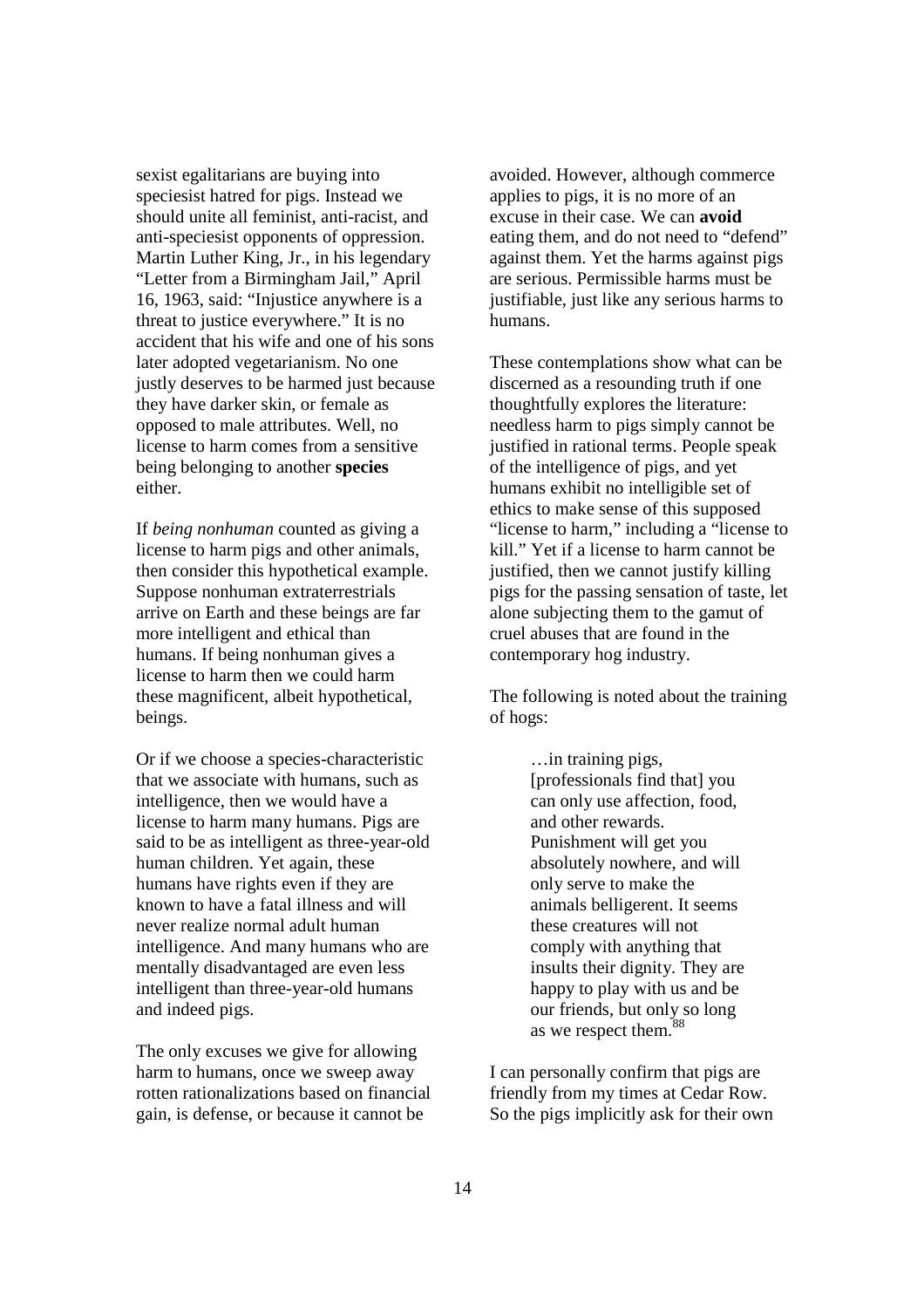sexist egalitarians are buying into speciesist hatred for pigs. Instead we should unite all feminist, anti-racist, and anti-speciesist opponents of oppression. Martin Luther King, Jr., in his legendary "Letter from a Birmingham Jail," April 16, 1963, said: "Injustice anywhere is a threat to justice everywhere." It is no accident that his wife and one of his sons later adopted vegetarianism. No one justly deserves to be harmed just because they have darker skin, or female as opposed to male attributes. Well, no license to harm comes from a sensitive being belonging to another **species** either.

If *being nonhuman* counted as giving a license to harm pigs and other animals, then consider this hypothetical example. Suppose nonhuman extraterrestrials arrive on Earth and these beings are far more intelligent and ethical than humans. If being nonhuman gives a license to harm then we could harm these magnificent, albeit hypothetical, beings.

Or if we choose a species-characteristic that we associate with humans, such as intelligence, then we would have a license to harm many humans. Pigs are said to be as intelligent as three-year-old human children. Yet again, these humans have rights even if they are known to have a fatal illness and will never realize normal adult human intelligence. And many humans who are mentally disadvantaged are even less intelligent than three-year-old humans and indeed pigs.

The only excuses we give for allowing harm to humans, once we sweep away rotten rationalizations based on financial gain, is defense, or because it cannot be avoided. However, although commerce applies to pigs, it is no more of an excuse in their case. We can **avoid** eating them, and do not need to "defend" against them. Yet the harms against pigs are serious. Permissible harms must be justifiable, just like any serious harms to humans.

These contemplations show what can be discerned as a resounding truth if one thoughtfully explores the literature: needless harm to pigs simply cannot be justified in rational terms. People speak of the intelligence of pigs, and yet humans exhibit no intelligible set of ethics to make sense of this supposed "license to harm," including a "license to kill." Yet if a license to harm cannot be justified, then we cannot justify killing pigs for the passing sensation of taste, let alone subjecting them to the gamut of cruel abuses that are found in the contemporary hog industry.

The following is noted about the training of hogs:

> …in training pigs, [professionals find that] you can only use affection, food, and other rewards. Punishment will get you absolutely nowhere, and will only serve to make the animals belligerent. It seems these creatures will not comply with anything that insults their dignity. They are happy to play with us and be our friends, but only so long as we respect them.[88]

I can personally confirm that pigs are friendly from my times at Cedar Row. So the pigs implicitly ask for their own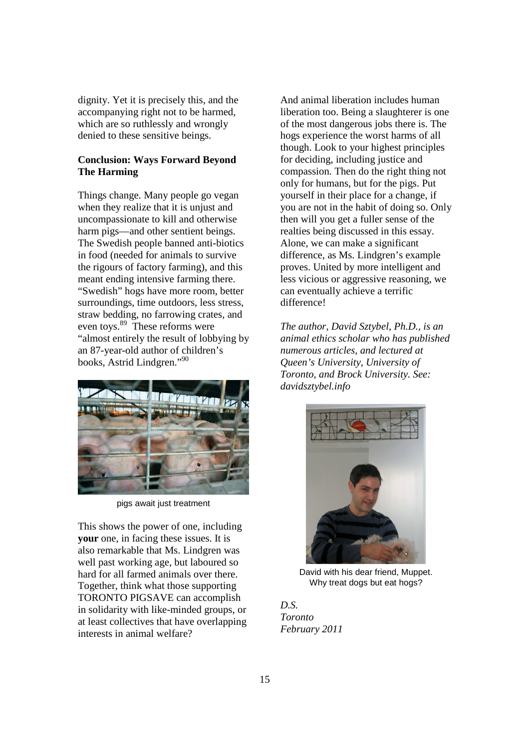dignity. Yet it is precisely this, and the accompanying right not to be harmed, which are so ruthlessly and wrongly denied to these sensitive beings.

**Conclusion: Ways Forward Beyond The Harming**

Things change. Many people go vegan when they realize that it is unjust and uncompassionate to kill and otherwise harm pigs—and other sentient beings. The Swedish people banned anti-biotics in food (needed for animals to survive the rigours of factory farming), and this meant ending intensive farming there. "Swedish" hogs have more room, better surroundings, time outdoors, less stress, straw bedding, no farrowing crates, and even toys.[89] These reforms were "almost entirely the result of lobbying by an 87-year-old author of children's books, Astrid Lindgren."[90]

pigs await just treatment

This shows the power of one, including **your** one, in facing these issues. It is also remarkable that Ms. Lindgren was well past working age, but laboured so hard for all farmed animals over there. Together, think what those supporting TORONTO PIGSAVE can accomplish in solidarity with like-minded groups, or at least collectives that have overlapping interests in animal welfare?

And animal liberation includes human liberation too. Being a slaughterer is one of the most dangerous jobs there is. The hogs experience the worst harms of all though. Look to your highest principles for deciding, including justice and compassion. Then do the right thing not only for humans, but for the pigs. Put yourself in their place for a change, if you are not in the habit of doing so. Only then will you get a fuller sense of the realties being discussed in this essay. Alone, we can make a significant difference, as Ms. Lindgren's example proves. United by more intelligent and less vicious or aggressive reasoning, we can eventually achieve a terrific difference!

*The author, David Sztybel, Ph.D., is an animal ethics scholar who has published numerous articles, and lectured at Queen's University, University of Toronto, and Brock University. See: davidsztybel.info*

David with his dear friend, Muppet. Why treat dogs but eat hogs?

*D.S.*
*Toronto*
*February 2011*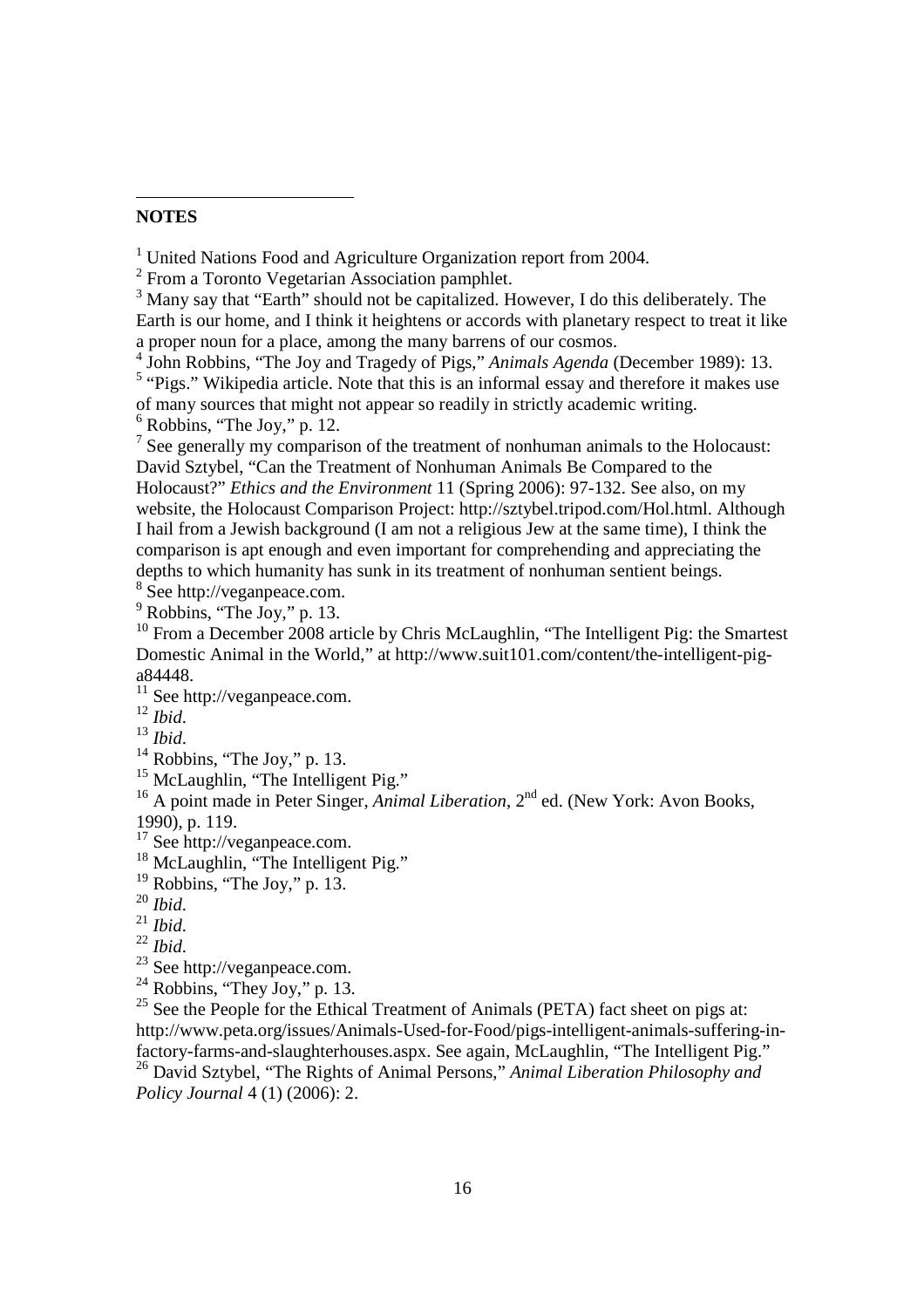**NOTES**

[1] United Nations Food and Agriculture Organization report from 2004.

[2] From a Toronto Vegetarian Association pamphlet.

[3] Many say that "Earth" should not be capitalized. However, I do this deliberately. The Earth is our home, and I think it heightens or accords with planetary respect to treat it like a proper noun for a place, among the many barrens of our cosmos.

[4] John Robbins, "The Joy and Tragedy of Pigs," *Animals Agenda* (December 1989): 13.

[5] "Pigs." Wikipedia article. Note that this is an informal essay and therefore it makes use of many sources that might not appear so readily in strictly academic writing.

[6] Robbins, "The Joy," p. 12.

[7] See generally my comparison of the treatment of nonhuman animals to the Holocaust: David Sztybel, "Can the Treatment of Nonhuman Animals Be Compared to the Holocaust?" *Ethics and the Environment* 11 (Spring 2006): 97-132. See also, on my website, the Holocaust Comparison Project: http://sztybel.tripod.com/Hol.html. Although I hail from a Jewish background (I am not a religious Jew at the same time), I think the comparison is apt enough and even important for comprehending and appreciating the depths to which humanity has sunk in its treatment of nonhuman sentient beings.

[8] See http://veganpeace.com.

[9] Robbins, "The Joy," p. 13.

[10] From a December 2008 article by Chris McLaughlin, "The Intelligent Pig: the Smartest Domestic Animal in the World," at http://www.suit101.com/content/the-intelligent-pig-a84448.

[11] See http://veganpeace.com.

[12] *Ibid*.

[13] *Ibid*.

[14] Robbins, "The Joy," p. 13.

[15] McLaughlin, "The Intelligent Pig."

[16] A point made in Peter Singer, *Animal Liberation*, 2nd ed. (New York: Avon Books, 1990), p. 119.

[17] See http://veganpeace.com.

[18] McLaughlin, "The Intelligent Pig."

[19] Robbins, "The Joy," p. 13.

[20] *Ibid*.

[21] *Ibid*.

[22] *Ibid*.

[23] See http://veganpeace.com.

[24] Robbins, "They Joy," p. 13.

[25] See the People for the Ethical Treatment of Animals (PETA) fact sheet on pigs at: http://www.peta.org/issues/Animals-Used-for-Food/pigs-intelligent-animals-suffering-in-factory-farms-and-slaughterhouses.aspx. See again, McLaughlin, "The Intelligent Pig."

[26] David Sztybel, "The Rights of Animal Persons," *Animal Liberation Philosophy and Policy Journal* 4 (1) (2006): 2.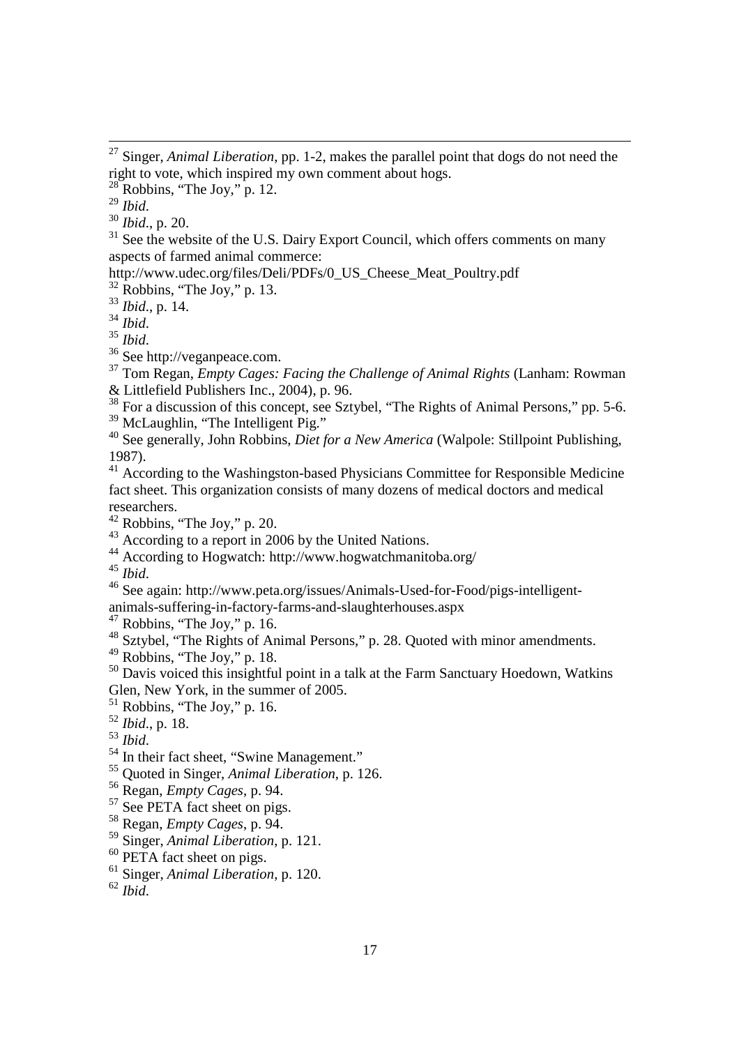[27] Singer, *Animal Liberation*, pp. 1-2, makes the parallel point that dogs do not need the right to vote, which inspired my own comment about hogs.

[28] Robbins, "The Joy," p. 12.

[29] *Ibid*.

[30] *Ibid*., p. 20.

[31] See the website of the U.S. Dairy Export Council, which offers comments on many aspects of farmed animal commerce: http://www.udec.org/files/Deli/PDFs/0_US_Cheese_Meat_Poultry.pdf

[32] Robbins, "The Joy," p. 13.

[33] *Ibid*., p. 14.

[34] *Ibid*.

[35] *Ibid*.

[36] See http://veganpeace.com.

[37] Tom Regan, *Empty Cages: Facing the Challenge of Animal Rights* (Lanham: Rowman & Littlefield Publishers Inc., 2004), p. 96.

[38] For a discussion of this concept, see Sztybel, "The Rights of Animal Persons," pp. 5-6.

[39] McLaughlin, "The Intelligent Pig."

[40] See generally, John Robbins, *Diet for a New America* (Walpole: Stillpoint Publishing, 1987).

[41] According to the Washingston-based Physicians Committee for Responsible Medicine fact sheet. This organization consists of many dozens of medical doctors and medical researchers.

[42] Robbins, "The Joy," p. 20.

[43] According to a report in 2006 by the United Nations.

[44] According to Hogwatch: http://www.hogwatchmanitoba.org/

[45] *Ibid*.

[46] See again: http://www.peta.org/issues/Animals-Used-for-Food/pigs-intelligent-animals-suffering-in-factory-farms-and-slaughterhouses.aspx

[47] Robbins, "The Joy," p. 16.

[48] Sztybel, "The Rights of Animal Persons," p. 28. Quoted with minor amendments.

[49] Robbins, "The Joy," p. 18.

[50] Davis voiced this insightful point in a talk at the Farm Sanctuary Hoedown, Watkins Glen, New York, in the summer of 2005.

[51] Robbins, "The Joy," p. 16.

[52] *Ibid*., p. 18.

[53] *Ibid*.

[54] In their fact sheet, "Swine Management."

[55] Quoted in Singer, *Animal Liberation*, p. 126.

[56] Regan, *Empty Cages*, p. 94.

[57] See PETA fact sheet on pigs.

[58] Regan, *Empty Cages*, p. 94.

[59] Singer, *Animal Liberation*, p. 121.

[60] PETA fact sheet on pigs.

[61] Singer, *Animal Liberation*, p. 120.

[62] *Ibid*.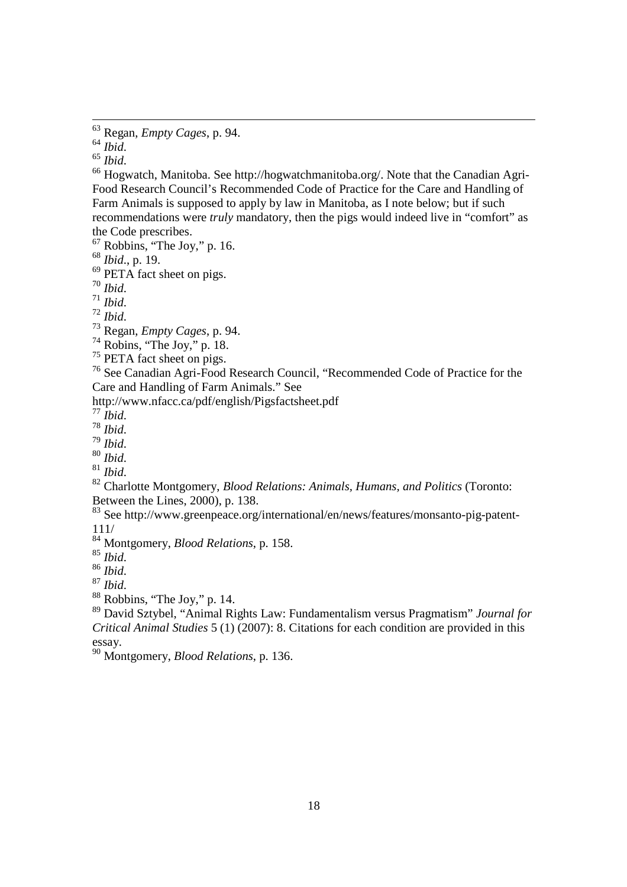[63] Regan, *Empty Cages*, p. 94.

[64] *Ibid*.

[65] *Ibid*.

[66] Hogwatch, Manitoba. See http://hogwatchmanitoba.org/. Note that the Canadian Agri-Food Research Council's Recommended Code of Practice for the Care and Handling of Farm Animals is supposed to apply by law in Manitoba, as I note below; but if such recommendations were *truly* mandatory, then the pigs would indeed live in "comfort" as the Code prescribes.

[67] Robbins, "The Joy," p. 16.

[68] *Ibid*., p. 19.

[69] PETA fact sheet on pigs.

[70] *Ibid*.

[71] *Ibid*.

[72] *Ibid*.

[73] Regan, *Empty Cages*, p. 94.

[74] Robins, "The Joy," p. 18.

[75] PETA fact sheet on pigs.

[76] See Canadian Agri-Food Research Council, "Recommended Code of Practice for the Care and Handling of Farm Animals." See http://www.nfacc.ca/pdf/english/Pigsfactsheet.pdf

[77] *Ibid*.

[78] *Ibid*.

[79] *Ibid*.

[80] *Ibid*.

[81] *Ibid*.

[82] Charlotte Montgomery, *Blood Relations: Animals, Humans, and Politics* (Toronto: Between the Lines, 2000), p. 138.

[83] See http://www.greenpeace.org/international/en/news/features/monsanto-pig-patent-111/

[84] Montgomery, *Blood Relations*, p. 158.

[85] *Ibid*.

[86] *Ibid*.

[87] *Ibid*.

[88] Robbins, "The Joy," p. 14.

[89] David Sztybel, "Animal Rights Law: Fundamentalism versus Pragmatism" *Journal for Critical Animal Studies* 5 (1) (2007): 8. Citations for each condition are provided in this essay.

[90] Montgomery, *Blood Relations*, p. 136.